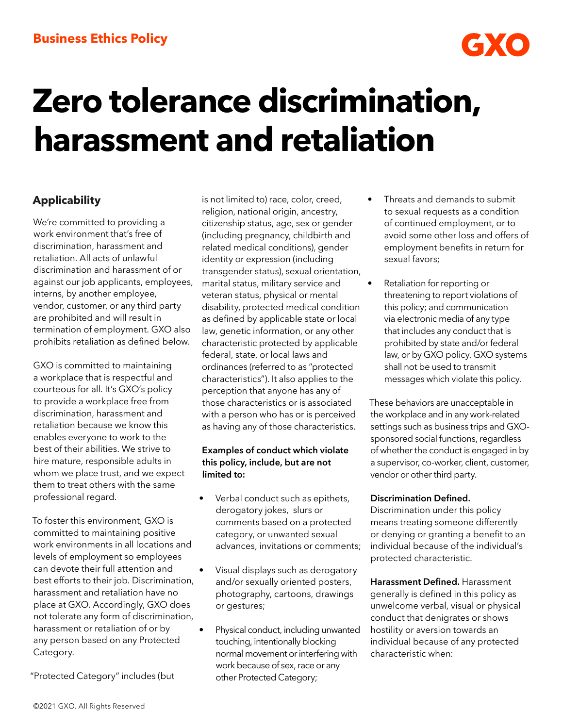Business Ethics Policy

GXO

# Zero tolerance discrimination, harassment and retaliation

## Applicability

We're committed to providing a work environment that's free of discrimination, harassment and retaliation. All acts of unlawful discrimination and harassment of or against our job applicants, employees, interns, by another employee, vendor, customer, or any third party are prohibited and will result in termination of employment. GXO also prohibits retaliation as defined below.

GXO is committed to maintaining a workplace that is respectful and courteous for all. It's GXO's policy to provide a workplace free from discrimination, harassment and retaliation because we know this enables everyone to work to the best of their abilities. We strive to hire mature, responsible adults in whom we place trust, and we expect them to treat others with the same professional regard.

To foster this environment, GXO is committed to maintaining positive work environments in all locations and levels of employment so employees can devote their full attention and best efforts to their job. Discrimination, harassment and retaliation have no place at GXO. Accordingly, GXO does not tolerate any form of discrimination, harassment or retaliation of or by any person based on any Protected Category.

"Protected Category" includes (but is not limited to) race, color, creed, religion, national origin, ancestry, citizenship status, age, sex or gender (including pregnancy, childbirth and related medical conditions), gender identity or expression (including transgender status), sexual orientation, marital status, military service and veteran status, physical or mental disability, protected medical condition as defined by applicable state or local law, genetic information, or any other characteristic protected by applicable federal, state, or local laws and ordinances (referred to as "protected characteristics"). It also applies to the perception that anyone has any of those characteristics or is associated with a person who has or is perceived as having any of those characteristics.

**Examples of conduct which violate this policy, include, but are not limited to:**

- Verbal conduct such as epithets, derogatory jokes, slurs or comments based on a protected category, or unwanted sexual advances, invitations or comments;
- Visual displays such as derogatory and/or sexually oriented posters, photography, cartoons, drawings or gestures;
- Physical conduct, including unwanted touching, intentionally blocking normal movement or interfering with work because of sex, race or any other Protected Category;
- Threats and demands to submit to sexual requests as a condition of continued employment, or to avoid some other loss and offers of employment benefits in return for sexual favors;
- Retaliation for reporting or threatening to report violations of this policy; and communication via electronic media of any type that includes any conduct that is prohibited by state and/or federal law, or by GXO policy. GXO systems shall not be used to transmit messages which violate this policy.

These behaviors are unacceptable in the workplace and in any work-related settings such as business trips and GXO-sponsored social functions, regardless of whether the conduct is engaged in by a supervisor, co-worker, client, customer, vendor or other third party.

**Discrimination Defined.**
Discrimination under this policy means treating someone differently or denying or granting a benefit to an individual because of the individual's protected characteristic.

**Harassment Defined.** Harassment generally is defined in this policy as unwelcome verbal, visual or physical conduct that denigrates or shows hostility or aversion towards an individual because of any protected characteristic when: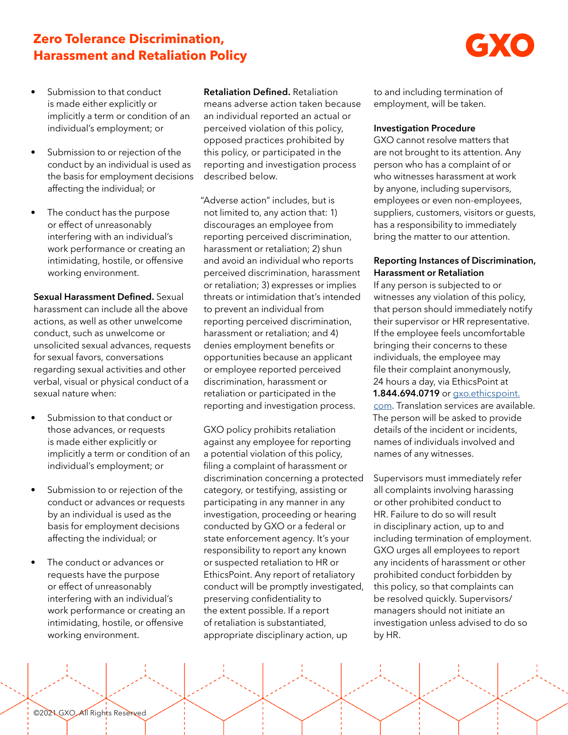- Submission to that conduct is made either explicitly or implicitly a term or condition of an individual's employment; or
- Submission to or rejection of the conduct by an individual is used as the basis for employment decisions affecting the individual; or
- The conduct has the purpose or effect of unreasonably interfering with an individual's work performance or creating an intimidating, hostile, or offensive working environment.

**Sexual Harassment Defined.** Sexual harassment can include all the above actions, as well as other unwelcome conduct, such as unwelcome or unsolicited sexual advances, requests for sexual favors, conversations regarding sexual activities and other verbal, visual or physical conduct of a sexual nature when:

- Submission to that conduct or those advances, or requests is made either explicitly or implicitly a term or condition of an individual's employment; or
- Submission to or rejection of the conduct or advances or requests by an individual is used as the basis for employment decisions affecting the individual; or
- The conduct or advances or requests have the purpose or effect of unreasonably interfering with an individual's work performance or creating an intimidating, hostile, or offensive working environment.

**Retaliation Defined.** Retaliation means adverse action taken because an individual reported an actual or perceived violation of this policy, opposed practices prohibited by this policy, or participated in the reporting and investigation process described below.

"Adverse action" includes, but is not limited to, any action that: 1) discourages an employee from reporting perceived discrimination, harassment or retaliation; 2) shun and avoid an individual who reports perceived discrimination, harassment or retaliation; 3) expresses or implies threats or intimidation that's intended to prevent an individual from reporting perceived discrimination, harassment or retaliation; and 4) denies employment benefits or opportunities because an applicant or employee reported perceived discrimination, harassment or retaliation or participated in the reporting and investigation process.

GXO policy prohibits retaliation against any employee for reporting a potential violation of this policy, filing a complaint of harassment or discrimination concerning a protected category, or testifying, assisting or participating in any manner in any investigation, proceeding or hearing conducted by GXO or a federal or state enforcement agency. It's your responsibility to report any known or suspected retaliation to HR or EthicsPoint. Any report of retaliatory conduct will be promptly investigated, preserving confidentiality to the extent possible. If a report of retaliation is substantiated, appropriate disciplinary action, up to and including termination of employment, will be taken.

**Investigation Procedure**

GXO cannot resolve matters that are not brought to its attention. Any person who has a complaint of or who witnesses harassment at work by anyone, including supervisors, employees or even non-employees, suppliers, customers, visitors or guests, has a responsibility to immediately bring the matter to our attention.

**Reporting Instances of Discrimination, Harassment or Retaliation**

If any person is subjected to or witnesses any violation of this policy, that person should immediately notify their supervisor or HR representative. If the employee feels uncomfortable bringing their concerns to these individuals, the employee may file their complaint anonymously, 24 hours a day, via EthicsPoint at **1.844.694.0719** or gxo.ethicspoint.com. Translation services are available. The person will be asked to provide details of the incident or incidents, names of individuals involved and names of any witnesses.

Supervisors must immediately refer all complaints involving harassing or other prohibited conduct to HR. Failure to do so will result in disciplinary action, up to and including termination of employment. GXO urges all employees to report any incidents of harassment or other prohibited conduct forbidden by this policy, so that complaints can be resolved quickly. Supervisors/ managers should not initiate an investigation unless advised to do so by HR.